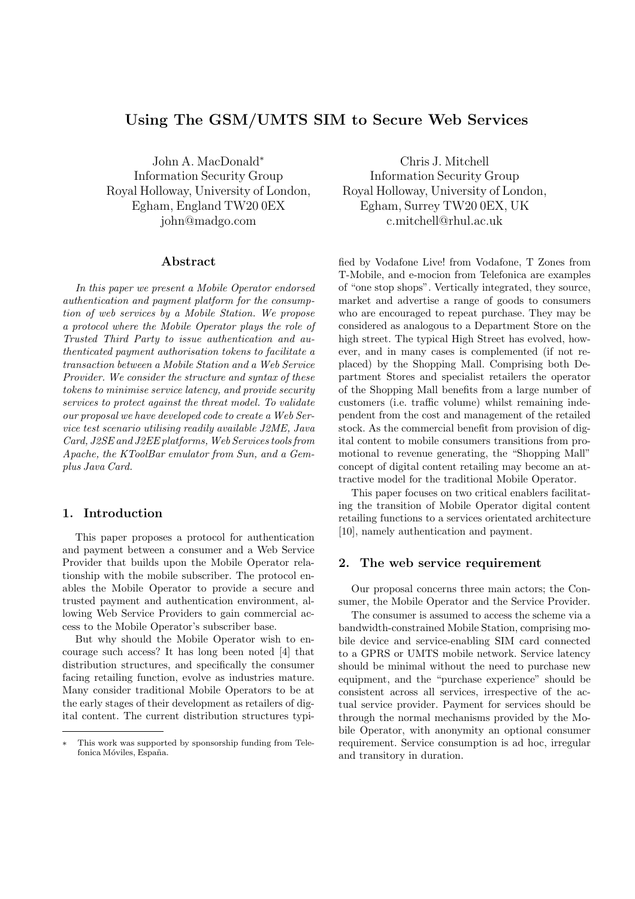# Using The GSM/UMTS SIM to Secure Web Services

John A. MacDonald*
Information Security Group
Royal Holloway, University of London,
Egham, England TW20 0EX
john@madgo.com

Chris J. Mitchell
Information Security Group
Royal Holloway, University of London,
Egham, Surrey TW20 0EX, UK
c.mitchell@rhul.ac.uk

## Abstract

*In this paper we present a Mobile Operator endorsed authentication and payment platform for the consumption of web services by a Mobile Station. We propose a protocol where the Mobile Operator plays the role of Trusted Third Party to issue authentication and authenticated payment authorisation tokens to facilitate a transaction between a Mobile Station and a Web Service Provider. We consider the structure and syntax of these tokens to minimise service latency, and provide security services to protect against the threat model. To validate our proposal we have developed code to create a Web Service test scenario utilising readily available J2ME, Java Card, J2SE and J2EE platforms, Web Services tools from Apache, the KToolBar emulator from Sun, and a Gemplus Java Card.*

## 1. Introduction

This paper proposes a protocol for authentication and payment between a consumer and a Web Service Provider that builds upon the Mobile Operator relationship with the mobile subscriber. The protocol enables the Mobile Operator to provide a secure and trusted payment and authentication environment, allowing Web Service Providers to gain commercial access to the Mobile Operator's subscriber base.

But why should the Mobile Operator wish to encourage such access? It has long been noted [4] that distribution structures, and specifically the consumer facing retailing function, evolve as industries mature. Many consider traditional Mobile Operators to be at the early stages of their development as retailers of digital content. The current distribution structures typified by Vodafone Live! from Vodafone, T Zones from T-Mobile, and e-mocion from Telefonica are examples of "one stop shops". Vertically integrated, they source, market and advertise a range of goods to consumers who are encouraged to repeat purchase. They may be considered as analogous to a Department Store on the high street. The typical High Street has evolved, however, and in many cases is complemented (if not replaced) by the Shopping Mall. Comprising both Department Stores and specialist retailers the operator of the Shopping Mall benefits from a large number of customers (i.e. traffic volume) whilst remaining independent from the cost and management of the retailed stock. As the commercial benefit from provision of digital content to mobile consumers transitions from promotional to revenue generating, the "Shopping Mall" concept of digital content retailing may become an attractive model for the traditional Mobile Operator.

This paper focuses on two critical enablers facilitating the transition of Mobile Operator digital content retailing functions to a services orientated architecture [10], namely authentication and payment.

## 2. The web service requirement

Our proposal concerns three main actors; the Consumer, the Mobile Operator and the Service Provider.

The consumer is assumed to access the scheme via a bandwidth-constrained Mobile Station, comprising mobile device and service-enabling SIM card connected to a GPRS or UMTS mobile network. Service latency should be minimal without the need to purchase new equipment, and the "purchase experience" should be consistent across all services, irrespective of the actual service provider. Payment for services should be through the normal mechanisms provided by the Mobile Operator, with anonymity an optional consumer requirement. Service consumption is ad hoc, irregular and transitory in duration.

* This work was supported by sponsorship funding from Telefonica Móviles, España.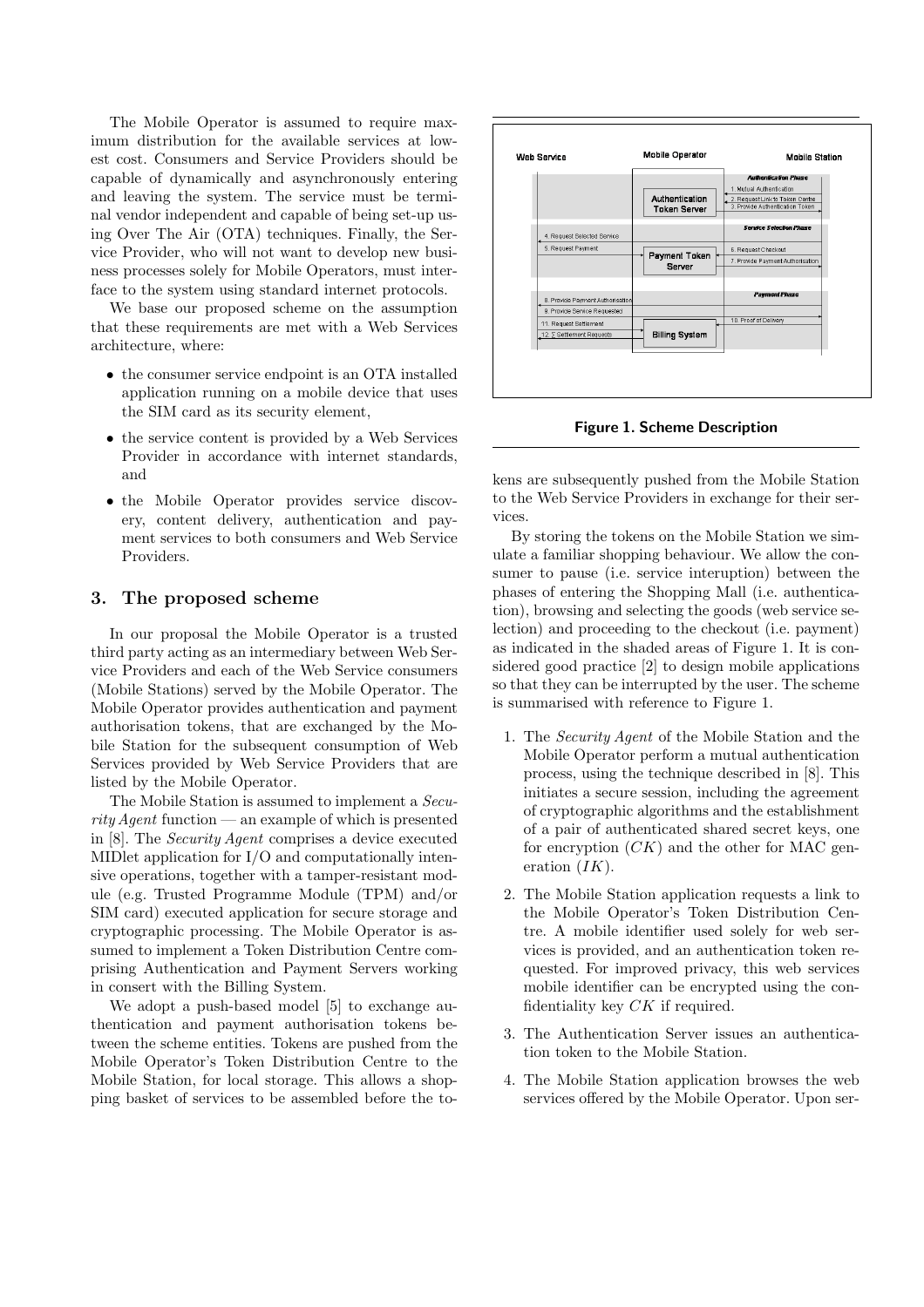The Mobile Operator is assumed to require maximum distribution for the available services at lowest cost. Consumers and Service Providers should be capable of dynamically and asynchronously entering and leaving the system. The service must be terminal vendor independent and capable of being set-up using Over The Air (OTA) techniques. Finally, the Service Provider, who will not want to develop new business processes solely for Mobile Operators, must interface to the system using standard internet protocols.

We base our proposed scheme on the assumption that these requirements are met with a Web Services architecture, where:

- the consumer service endpoint is an OTA installed application running on a mobile device that uses the SIM card as its security element,
- the service content is provided by a Web Services Provider in accordance with internet standards, and
- the Mobile Operator provides service discovery, content delivery, authentication and payment services to both consumers and Web Service Providers.

## 3. The proposed scheme

In our proposal the Mobile Operator is a trusted third party acting as an intermediary between Web Service Providers and each of the Web Service consumers (Mobile Stations) served by the Mobile Operator. The Mobile Operator provides authentication and payment authorisation tokens, that are exchanged by the Mobile Station for the subsequent consumption of Web Services provided by Web Service Providers that are listed by the Mobile Operator.

The Mobile Station is assumed to implement a *Security Agent* function — an example of which is presented in [8]. The *Security Agent* comprises a device executed MIDlet application for I/O and computationally intensive operations, together with a tamper-resistant module (e.g. Trusted Programme Module (TPM) and/or SIM card) executed application for secure storage and cryptographic processing. The Mobile Operator is assumed to implement a Token Distribution Centre comprising Authentication and Payment Servers working in consert with the Billing System.

We adopt a push-based model [5] to exchange authentication and payment authorisation tokens between the scheme entities. Tokens are pushed from the Mobile Operator's Token Distribution Centre to the Mobile Station, for local storage. This allows a shopping basket of services to be assembled before the tokens are subsequently pushed from the Mobile Station to the Web Service Providers in exchange for their services.

Web Service
Mobile Operator
Mobile Station
Authentication Phase
1. Mutual Authentication
2. Request Link to Token Centre
3. Provide Authentication Token
Authentication Token Server
Service Selection Phase
4. Request Selected Service
5. Request Payment
Payment Token Server
6. Request Checkout
7. Provide Payment Authorisation
Payment Phase
8. Provide Payment Authorisation
9. Provide Service Requested
10. Proof of Delivery
11. Request Settlement
12. Σ Settlement Requests
Billing System

**Figure 1. Scheme Description**

By storing the tokens on the Mobile Station we simulate a familiar shopping behaviour. We allow the consumer to pause (i.e. service interuption) between the phases of entering the Shopping Mall (i.e. authentication), browsing and selecting the goods (web service selection) and proceeding to the checkout (i.e. payment) as indicated in the shaded areas of Figure 1. It is considered good practice [2] to design mobile applications so that they can be interrupted by the user. The scheme is summarised with reference to Figure 1.

1. The *Security Agent* of the Mobile Station and the Mobile Operator perform a mutual authentication process, using the technique described in [8]. This initiates a secure session, including the agreement of cryptographic algorithms and the establishment of a pair of authenticated shared secret keys, one for encryption ($CK$) and the other for MAC generation ($IK$).
2. The Mobile Station application requests a link to the Mobile Operator's Token Distribution Centre. A mobile identifier used solely for web services is provided, and an authentication token requested. For improved privacy, this web services mobile identifier can be encrypted using the confidentiality key $CK$ if required.
3. The Authentication Server issues an authentication token to the Mobile Station.
4. The Mobile Station application browses the web services offered by the Mobile Operator. Upon ser-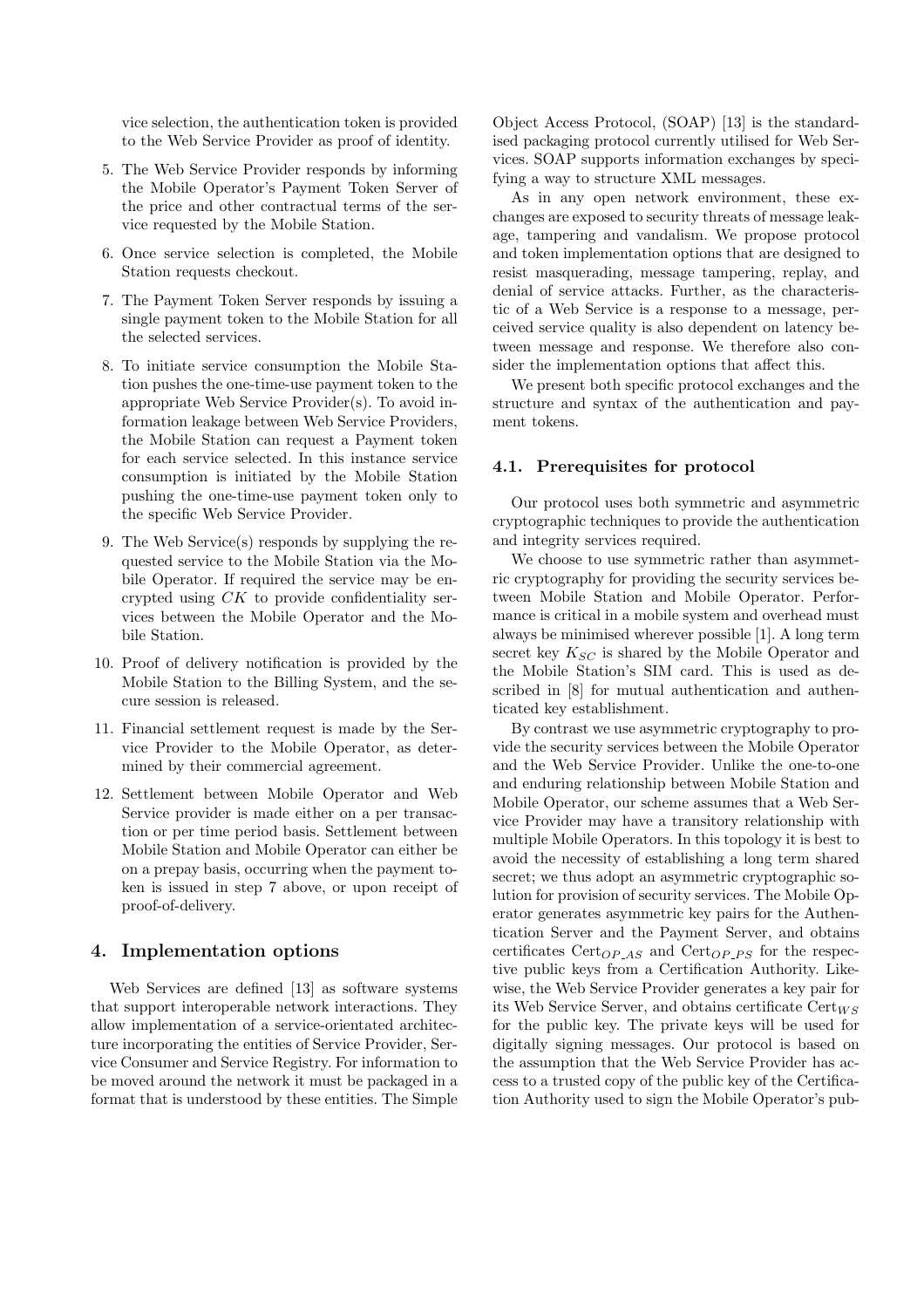vice selection, the authentication token is provided to the Web Service Provider as proof of identity.

5. The Web Service Provider responds by informing the Mobile Operator's Payment Token Server of the price and other contractual terms of the service requested by the Mobile Station.
6. Once service selection is completed, the Mobile Station requests checkout.
7. The Payment Token Server responds by issuing a single payment token to the Mobile Station for all the selected services.
8. To initiate service consumption the Mobile Station pushes the one-time-use payment token to the appropriate Web Service Provider(s). To avoid information leakage between Web Service Providers, the Mobile Station can request a Payment token for each service selected. In this instance service consumption is initiated by the Mobile Station pushing the one-time-use payment token only to the specific Web Service Provider.
9. The Web Service(s) responds by supplying the requested service to the Mobile Station via the Mobile Operator. If required the service may be encrypted using $CK$ to provide confidentiality services between the Mobile Operator and the Mobile Station.
10. Proof of delivery notification is provided by the Mobile Station to the Billing System, and the secure session is released.
11. Financial settlement request is made by the Service Provider to the Mobile Operator, as determined by their commercial agreement.
12. Settlement between Mobile Operator and Web Service provider is made either on a per transaction or per time period basis. Settlement between Mobile Station and Mobile Operator can either be on a prepay basis, occurring when the payment token is issued in step 7 above, or upon receipt of proof-of-delivery.

## 4. Implementation options

Web Services are defined [13] as software systems that support interoperable network interactions. They allow implementation of a service-orientated architecture incorporating the entities of Service Provider, Service Consumer and Service Registry. For information to be moved around the network it must be packaged in a format that is understood by these entities. The Simple Object Access Protocol, (SOAP) [13] is the standardised packaging protocol currently utilised for Web Services. SOAP supports information exchanges by specifying a way to structure XML messages.

As in any open network environment, these exchanges are exposed to security threats of message leakage, tampering and vandalism. We propose protocol and token implementation options that are designed to resist masquerading, message tampering, replay, and denial of service attacks. Further, as the characteristic of a Web Service is a response to a message, perceived service quality is also dependent on latency between message and response. We therefore also consider the implementation options that affect this.

We present both specific protocol exchanges and the structure and syntax of the authentication and payment tokens.

### 4.1. Prerequisites for protocol

Our protocol uses both symmetric and asymmetric cryptographic techniques to provide the authentication and integrity services required.

We choose to use symmetric rather than asymmetric cryptography for providing the security services between Mobile Station and Mobile Operator. Performance is critical in a mobile system and overhead must always be minimised wherever possible [1]. A long term secret key $K_{SC}$ is shared by the Mobile Operator and the Mobile Station's SIM card. This is used as described in [8] for mutual authentication and authenticated key establishment.

By contrast we use asymmetric cryptography to provide the security services between the Mobile Operator and the Web Service Provider. Unlike the one-to-one and enduring relationship between Mobile Station and Mobile Operator, our scheme assumes that a Web Service Provider may have a transitory relationship with multiple Mobile Operators. In this topology it is best to avoid the necessity of establishing a long term shared secret; we thus adopt an asymmetric cryptographic solution for provision of security services. The Mobile Operator generates asymmetric key pairs for the Authentication Server and the Payment Server, and obtains certificates $\text{Cert}_{OP\_AS}$ and $\text{Cert}_{OP\_PS}$ for the respective public keys from a Certification Authority. Likewise, the Web Service Provider generates a key pair for its Web Service Server, and obtains certificate $\text{Cert}_{WS}$ for the public key. The private keys will be used for digitally signing messages. Our protocol is based on the assumption that the Web Service Provider has access to a trusted copy of the public key of the Certification Authority used to sign the Mobile Operator's pub-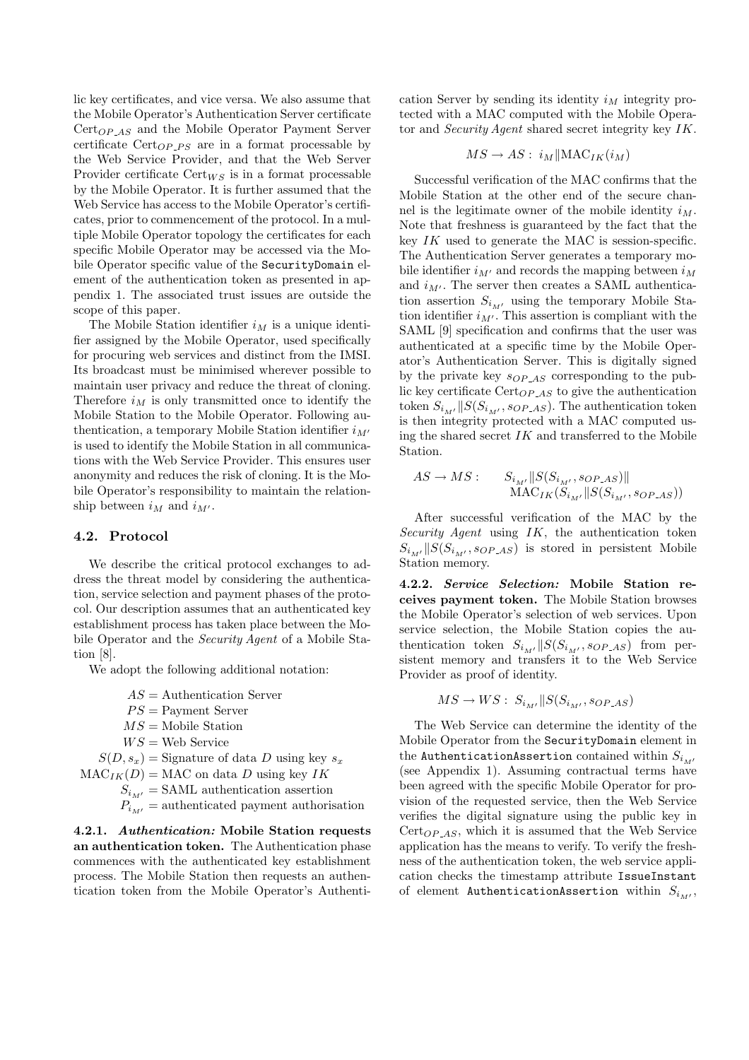lic key certificates, and vice versa. We also assume that the Mobile Operator's Authentication Server certificate $\text{Cert}_{OP\_AS}$ and the Mobile Operator Payment Server certificate $\text{Cert}_{OP\_PS}$ are in a format processable by the Web Service Provider, and that the Web Server Provider certificate $\text{Cert}_{WS}$ is in a format processable by the Mobile Operator. It is further assumed that the Web Service has access to the Mobile Operator's certificates, prior to commencement of the protocol. In a multiple Mobile Operator topology the certificates for each specific Mobile Operator may be accessed via the Mobile Operator specific value of the `SecurityDomain` element of the authentication token as presented in appendix 1. The associated trust issues are outside the scope of this paper.

The Mobile Station identifier $i_M$ is a unique identifier assigned by the Mobile Operator, used specifically for procuring web services and distinct from the IMSI. Its broadcast must be minimised wherever possible to maintain user privacy and reduce the threat of cloning. Therefore $i_M$ is only transmitted once to identify the Mobile Station to the Mobile Operator. Following authentication, a temporary Mobile Station identifier $i_{M'}$ is used to identify the Mobile Station in all communications with the Web Service Provider. This ensures user anonymity and reduces the risk of cloning. It is the Mobile Operator's responsibility to maintain the relationship between $i_M$ and $i_{M'}$.

### 4.2. Protocol

We describe the critical protocol exchanges to address the threat model by considering the authentication, service selection and payment phases of the protocol. Our description assumes that an authenticated key establishment process has taken place between the Mobile Operator and the *Security Agent* of a Mobile Station [8].

We adopt the following additional notation:

$$
\begin{aligned}
AS &= \text{Authentication Server} \\
PS &= \text{Payment Server} \\
MS &= \text{Mobile Station} \\
WS &= \text{Web Service} \\
S(D, s_x) &= \text{Signature of data } D \text{ using key } s_x \\
\text{MAC}_{IK}(D) &= \text{MAC on data } D \text{ using key } IK \\
S_{i_{M'}} &= \text{SAML authentication assertion} \\
P_{i_{M'}} &= \text{authenticated payment authorisation}
\end{aligned}
$$

**4.2.1. *Authentication:* Mobile Station requests an authentication token.** The Authentication phase commences with the authenticated key establishment process. The Mobile Station then requests an authentication token from the Mobile Operator's Authentication Server by sending its identity $i_M$ integrity protected with a MAC computed with the Mobile Operator and *Security Agent* shared secret integrity key $IK$.

$$MS \to AS: \; i_M \| \text{MAC}_{IK}(i_M)$$

Successful verification of the MAC confirms that the Mobile Station at the other end of the secure channel is the legitimate owner of the mobile identity $i_M$. Note that freshness is guaranteed by the fact that the key $IK$ used to generate the MAC is session-specific. The Authentication Server generates a temporary mobile identifier $i_{M'}$ and records the mapping between $i_M$ and $i_{M'}$. The server then creates a SAML authentication assertion $S_{i_{M'}}$ using the temporary Mobile Station identifier $i_{M'}$. This assertion is compliant with the SAML [9] specification and confirms that the user was authenticated at a specific time by the Mobile Operator's Authentication Server. This is digitally signed by the private key $s_{OP\_AS}$ corresponding to the public key certificate $\text{Cert}_{OP\_AS}$ to give the authentication token $S_{i_{M'}} \| S(S_{i_{M'}}, s_{OP\_AS})$. The authentication token is then integrity protected with a MAC computed using the shared secret $IK$ and transferred to the Mobile Station.

$$
\begin{aligned}
AS \to MS: \quad & S_{i_{M'}} \| S(S_{i_{M'}}, s_{OP\_AS}) \| \\
& \text{MAC}_{IK}(S_{i_{M'}} \| S(S_{i_{M'}}, s_{OP\_AS}))
\end{aligned}
$$

After successful verification of the MAC by the *Security Agent* using $IK$, the authentication token $S_{i_{M'}} \| S(S_{i_{M'}}, s_{OP\_AS})$ is stored in persistent Mobile Station memory.

**4.2.2. *Service Selection:* Mobile Station receives payment token.** The Mobile Station browses the Mobile Operator's selection of web services. Upon service selection, the Mobile Station copies the authentication token $S_{i_{M'}} \| S(S_{i_{M'}}, s_{OP\_AS})$ from persistent memory and transfers it to the Web Service Provider as proof of identity.

$$MS \to WS: \; S_{i_{M'}} \| S(S_{i_{M'}}, s_{OP\_AS})$$

The Web Service can determine the identity of the Mobile Operator from the `SecurityDomain` element in the `AuthenticationAssertion` contained within $S_{i_{M'}}$ (see Appendix 1). Assuming contractual terms have been agreed with the specific Mobile Operator for provision of the requested service, then the Web Service verifies the digital signature using the public key in $\text{Cert}_{OP\_AS}$, which it is assumed that the Web Service application has the means to verify. To verify the freshness of the authentication token, the web service application checks the timestamp attribute `IssueInstant` of element `AuthenticationAssertion` within $S_{i_{M'}}$,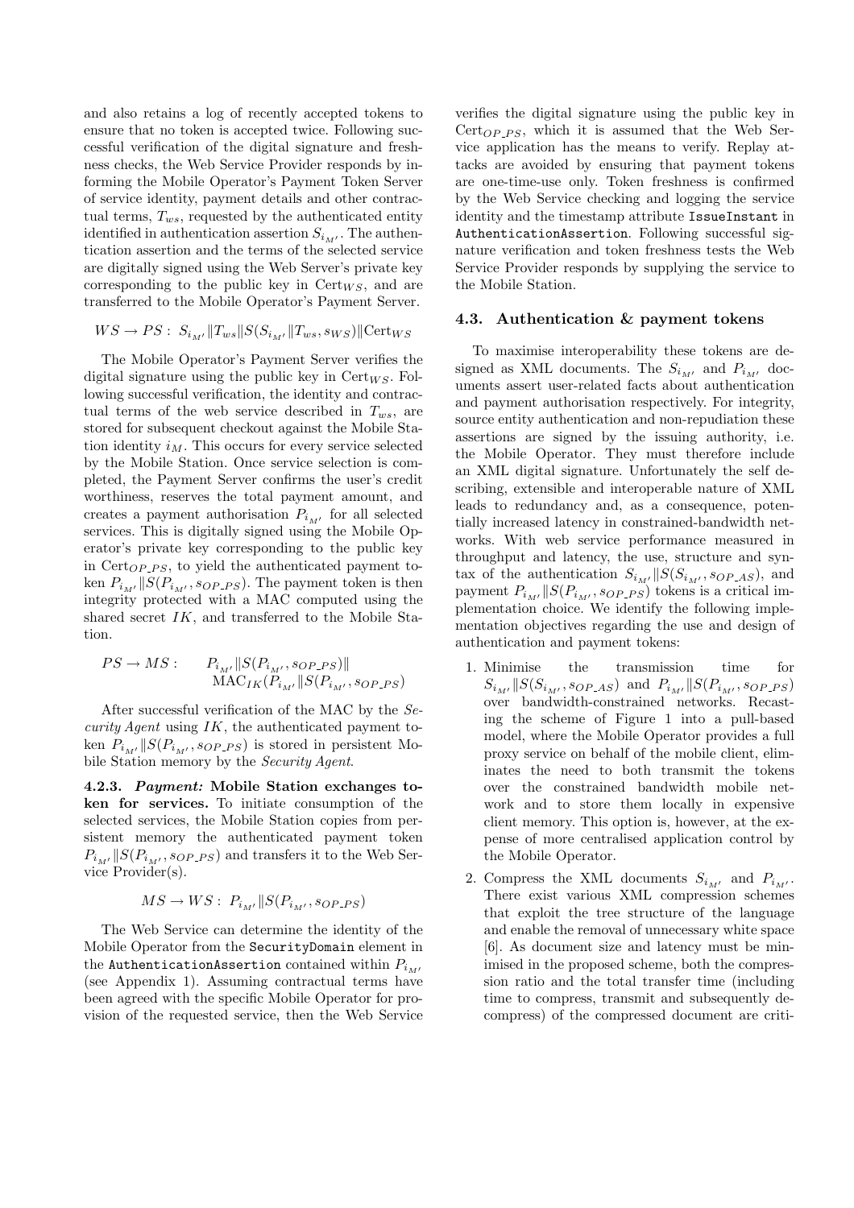and also retains a log of recently accepted tokens to ensure that no token is accepted twice. Following successful verification of the digital signature and freshness checks, the Web Service Provider responds by informing the Mobile Operator's Payment Token Server of service identity, payment details and other contractual terms, $T_{ws}$, requested by the authenticated entity identified in authentication assertion $S_{i_{M'}}$. The authentication assertion and the terms of the selected service are digitally signed using the Web Server's private key corresponding to the public key in $\mathrm{Cert}_{WS}$, and are transferred to the Mobile Operator's Payment Server.

$$WS \rightarrow PS: \; S_{i_{M'}} \| T_{ws} \| S(S_{i_{M'}} \| T_{ws}, s_{WS}) \| \mathrm{Cert}_{WS}$$

The Mobile Operator's Payment Server verifies the digital signature using the public key in $\mathrm{Cert}_{WS}$. Following successful verification, the identity and contractual terms of the web service described in $T_{ws}$, are stored for subsequent checkout against the Mobile Station identity $i_M$. This occurs for every service selected by the Mobile Station. Once service selection is completed, the Payment Server confirms the user's credit worthiness, reserves the total payment amount, and creates a payment authorisation $P_{i_{M'}}$ for all selected services. This is digitally signed using the Mobile Operator's private key corresponding to the public key in $\mathrm{Cert}_{OP\_PS}$, to yield the authenticated payment token $P_{i_{M'}} \| S(P_{i_{M'}}, s_{OP\_PS})$. The payment token is then integrity protected with a MAC computed using the shared secret $IK$, and transferred to the Mobile Station.

$$PS \rightarrow MS: \quad P_{i_{M'}} \| S(P_{i_{M'}}, s_{OP\_PS}) \| \mathrm{MAC}_{IK}(P_{i_{M'}} \| S(P_{i_{M'}}, s_{OP\_PS})$$

After successful verification of the MAC by the *Security Agent* using $IK$, the authenticated payment token $P_{i_{M'}} \| S(P_{i_{M'}}, s_{OP\_PS})$ is stored in persistent Mobile Station memory by the *Security Agent*.

**4.2.3. *Payment:* Mobile Station exchanges token for services.** To initiate consumption of the selected services, the Mobile Station copies from persistent memory the authenticated payment token $P_{i_{M'}} \| S(P_{i_{M'}}, s_{OP\_PS})$ and transfers it to the Web Service Provider(s).

$$MS \rightarrow WS: \; P_{i_{M'}} \| S(P_{i_{M'}}, s_{OP\_PS})$$

The Web Service can determine the identity of the Mobile Operator from the `SecurityDomain` element in the `AuthenticationAssertion` contained within $P_{i_{M'}}$ (see Appendix 1). Assuming contractual terms have been agreed with the specific Mobile Operator for provision of the requested service, then the Web Service verifies the digital signature using the public key in $\mathrm{Cert}_{OP\_PS}$, which it is assumed that the Web Service application has the means to verify. Replay attacks are avoided by ensuring that payment tokens are one-time-use only. Token freshness is confirmed by the Web Service checking and logging the service identity and the timestamp attribute `IssueInstant` in `AuthenticationAssertion`. Following successful signature verification and token freshness tests the Web Service Provider responds by supplying the service to the Mobile Station.

### 4.3. Authentication & payment tokens

To maximise interoperability these tokens are designed as XML documents. The $S_{i_{M'}}$ and $P_{i_{M'}}$ documents assert user-related facts about authentication and payment authorisation respectively. For integrity, source entity authentication and non-repudiation these assertions are signed by the issuing authority, i.e. the Mobile Operator. They must therefore include an XML digital signature. Unfortunately the self describing, extensible and interoperable nature of XML leads to redundancy and, as a consequence, potentially increased latency in constrained-bandwidth networks. With web service performance measured in throughput and latency, the use, structure and syntax of the authentication $S_{i_{M'}} \| S(S_{i_{M'}}, s_{OP\_AS})$, and payment $P_{i_{M'}} \| S(P_{i_{M'}}, s_{OP\_PS})$ tokens is a critical implementation choice. We identify the following implementation objectives regarding the use and design of authentication and payment tokens:

1. Minimise the transmission time for $S_{i_{M'}} \| S(S_{i_{M'}}, s_{OP\_AS})$ and $P_{i_{M'}} \| S(P_{i_{M'}}, s_{OP\_PS})$ over bandwidth-constrained networks. Recasting the scheme of Figure 1 into a pull-based model, where the Mobile Operator provides a full proxy service on behalf of the mobile client, eliminates the need to both transmit the tokens over the constrained bandwidth mobile network and to store them locally in expensive client memory. This option is, however, at the expense of more centralised application control by the Mobile Operator.
2. Compress the XML documents $S_{i_{M'}}$ and $P_{i_{M'}}$. There exist various XML compression schemes that exploit the tree structure of the language and enable the removal of unnecessary white space [6]. As document size and latency must be minimised in the proposed scheme, both the compression ratio and the total transfer time (including time to compress, transmit and subsequently decompress) of the compressed document are criti-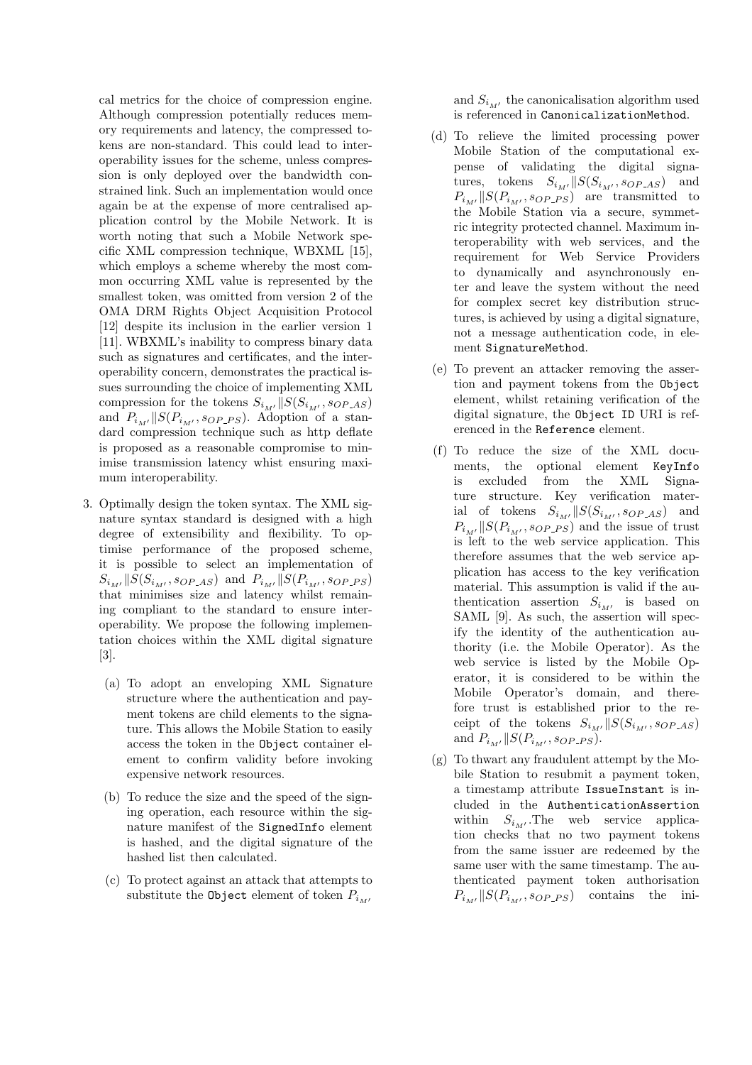cal metrics for the choice of compression engine. Although compression potentially reduces memory requirements and latency, the compressed tokens are non-standard. This could lead to interoperability issues for the scheme, unless compression is only deployed over the bandwidth constrained link. Such an implementation would once again be at the expense of more centralised application control by the Mobile Network. It is worth noting that such a Mobile Network specific XML compression technique, WBXML [15], which employs a scheme whereby the most common occurring XML value is represented by the smallest token, was omitted from version 2 of the OMA DRM Rights Object Acquisition Protocol [12] despite its inclusion in the earlier version 1 [11]. WBXML's inability to compress binary data such as signatures and certificates, and the interoperability concern, demonstrates the practical issues surrounding the choice of implementing XML compression for the tokens $S_{i_{M'}} \| S(S_{i_{M'}}, s_{OP\_AS})$ and $P_{i_{M'}} \| S(P_{i_{M'}}, s_{OP\_PS})$. Adoption of a standard compression technique such as http deflate is proposed as a reasonable compromise to minimise transmission latency whist ensuring maximum interoperability.

3. Optimally design the token syntax. The XML signature syntax standard is designed with a high degree of extensibility and flexibility. To optimise performance of the proposed scheme, it is possible to select an implementation of $S_{i_{M'}} \| S(S_{i_{M'}}, s_{OP\_AS})$ and $P_{i_{M'}} \| S(P_{i_{M'}}, s_{OP\_PS})$ that minimises size and latency whilst remaining compliant to the standard to ensure interoperability. We propose the following implementation choices within the XML digital signature [3].

   (a) To adopt an enveloping XML Signature structure where the authentication and payment tokens are child elements to the signature. This allows the Mobile Station to easily access the token in the `Object` container element to confirm validity before invoking expensive network resources.

   (b) To reduce the size and the speed of the signing operation, each resource within the signature manifest of the `SignedInfo` element is hashed, and the digital signature of the hashed list then calculated.

   (c) To protect against an attack that attempts to substitute the `Object` element of token $P_{i_{M'}}$ and $S_{i_{M'}}$ the canonicalisation algorithm used is referenced in `CanonicalizationMethod`.

   (d) To relieve the limited processing power Mobile Station of the computational expense of validating the digital signatures, tokens $S_{i_{M'}} \| S(S_{i_{M'}}, s_{OP\_AS})$ and $P_{i_{M'}} \| S(P_{i_{M'}}, s_{OP\_PS})$ are transmitted to the Mobile Station via a secure, symmetric integrity protected channel. Maximum interoperability with web services, and the requirement for Web Service Providers to dynamically and asynchronously enter and leave the system without the need for complex secret key distribution structures, is achieved by using a digital signature, not a message authentication code, in element `SignatureMethod`.

   (e) To prevent an attacker removing the assertion and payment tokens from the `Object` element, whilst retaining verification of the digital signature, the `Object ID` URI is referenced in the `Reference` element.

   (f) To reduce the size of the XML documents, the optional element `KeyInfo` is excluded from the XML Signature structure. Key verification material of tokens $S_{i_{M'}} \| S(S_{i_{M'}}, s_{OP\_AS})$ and $P_{i_{M'}} \| S(P_{i_{M'}}, s_{OP\_PS})$ and the issue of trust is left to the web service application. This therefore assumes that the web service application has access to the key verification material. This assumption is valid if the authentication assertion $S_{i_{M'}}$ is based on SAML [9]. As such, the assertion will specify the identity of the authentication authority (i.e. the Mobile Operator). As the web service is listed by the Mobile Operator, it is considered to be within the Mobile Operator's domain, and therefore trust is established prior to the receipt of the tokens $S_{i_{M'}} \| S(S_{i_{M'}}, s_{OP\_AS})$ and $P_{i_{M'}} \| S(P_{i_{M'}}, s_{OP\_PS})$.

   (g) To thwart any fraudulent attempt by the Mobile Station to resubmit a payment token, a timestamp attribute `IssueInstant` is included in the `AuthenticationAssertion` within $S_{i_{M'}}$.The web service application checks that no two payment tokens from the same issuer are redeemed by the same user with the same timestamp. The authenticated payment token authorisation $P_{i_{M'}} \| S(P_{i_{M'}}, s_{OP\_PS})$ contains the ini-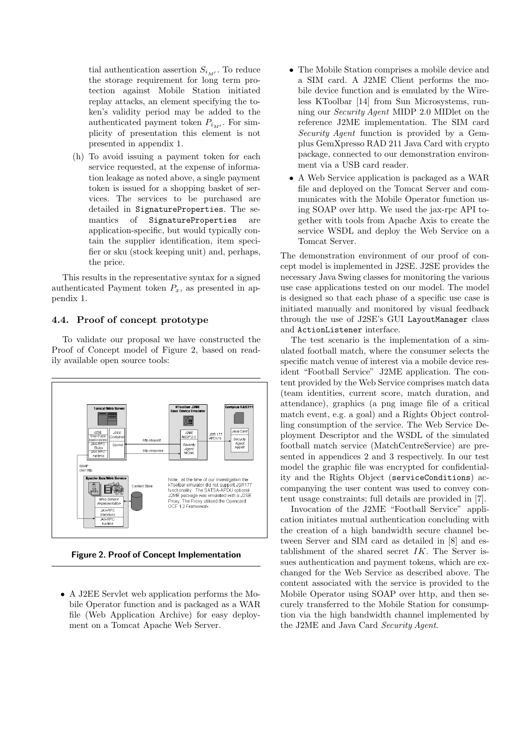tial authentication assertion $S_{i_{M'}}$. To reduce the storage requirement for long term protection against Mobile Station initiated replay attacks, an element specifying the token's validity period may be added to the authenticated payment token $P_{i_{M'}}$. For simplicity of presentation this element is not presented in appendix 1.

(h) To avoid issuing a payment token for each service requested, at the expense of information leakage as noted above, a single payment token is issued for a shopping basket of services. The services to be purchased are detailed in SignatureProperties. The semantics of SignatureProperties are application-specific, but would typically contain the supplier identification, item specifier or sku (stock keeping unit) and, perhaps, the price.

This results in the representative syntax for a signed authenticated Payment token $P_x$, as presented in appendix 1.

### 4.4. Proof of concept prototype

To validate our proposal we have constructed the Proof of Concept model of Figure 2, based on readily available open source tools:

**Figure 2. Proof of Concept Implementation**

- A J2EE Servlet web application performs the Mobile Operator function and is packaged as a WAR file (Web Application Archive) for easy deployment on a Tomcat Apache Web Server.
- The Mobile Station comprises a mobile device and a SIM card. A J2ME Client performs the mobile device function and is emulated by the Wireless KToolbar [14] from Sun Microsystems, running our *Security Agent* MIDP 2.0 MIDlet on the reference J2ME implementation. The SIM card *Security Agent* function is provided by a Gemplus GemXpresso RAD 211 Java Card with crypto package, connected to our demonstration environment via a USB card reader.
- A Web Service application is packaged as a WAR file and deployed on the Tomcat Server and communicates with the Mobile Operator function using SOAP over http. We used the jax-rpc API together with tools from Apache Axis to create the service WSDL and deploy the Web Service on a Tomcat Server.

The demonstration environment of our proof of concept model is implemented in J2SE. J2SE provides the necessary Java Swing classes for monitoring the various use case applications tested on our model. The model is designed so that each phase of a specific use case is initiated manually and monitored by visual feedback through the use of J2SE's GUI LayoutManager class and ActionListener interface.

The test scenario is the implementation of a simulated football match, where the consumer selects the specific match venue of interest via a mobile device resident "Football Service" J2ME application. The content provided by the Web Service comprises match data (team identities, current score, match duration, and attendance), graphics (a png image file of a critical match event, e.g. a goal) and a Rights Object controlling consumption of the service. The Web Service Deployment Descriptor and the WSDL of the simulated football match service (MatchCentreService) are presented in appendices 2 and 3 respectively. In our test model the graphic file was encrypted for confidentiality and the Rights Object (serviceConditions) accompanying the user content was used to convey content usage constraints; full details are provided in [7].

Invocation of the J2ME "Football Service" application initiates mutual authentication concluding with the creation of a high bandwidth secure channel between Server and SIM card as detailed in [8] and establishment of the shared secret $IK$. The Server issues authentication and payment tokens, which are exchanged for the Web Service as described above. The content associated with the service is provided to the Mobile Operator using SOAP over http, and then securely transferred to the Mobile Station for consumption via the high bandwidth channel implemented by the J2ME and Java Card *Security Agent*.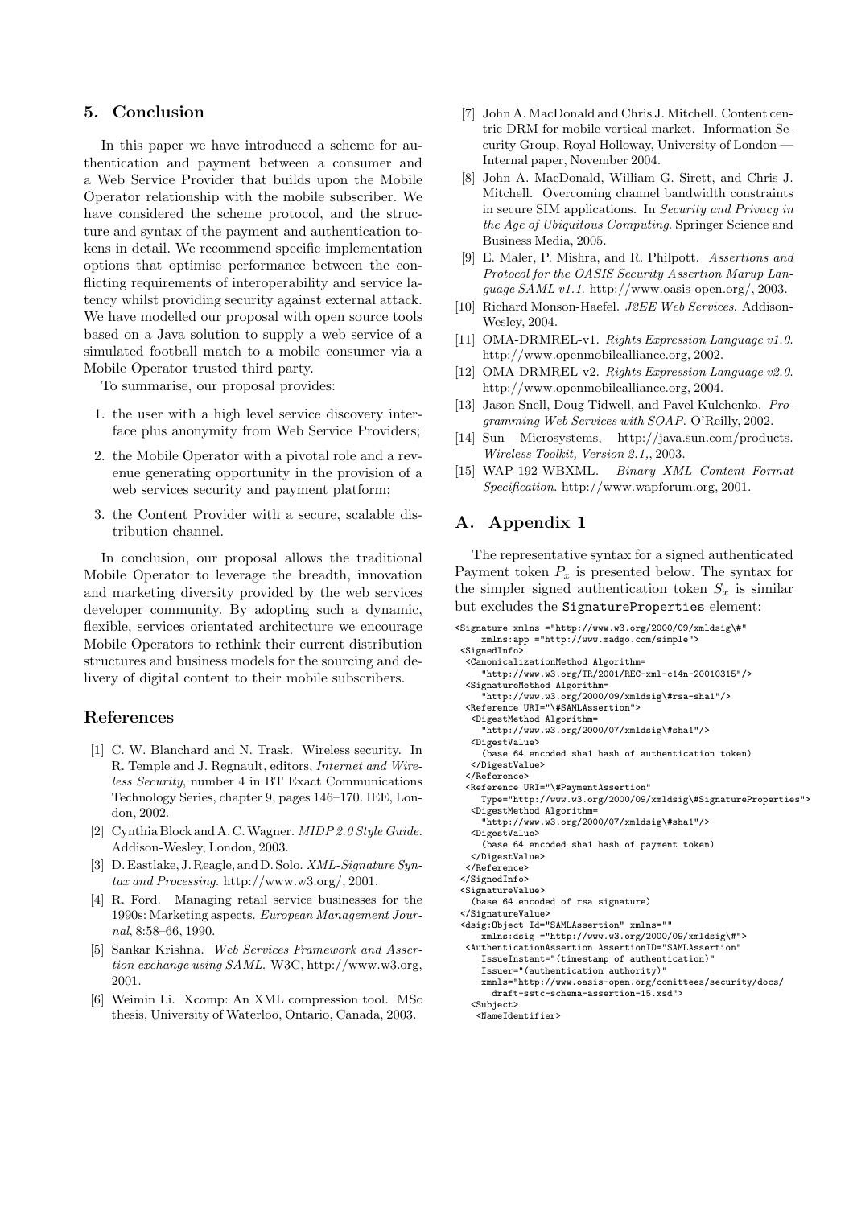## 5. Conclusion

In this paper we have introduced a scheme for authentication and payment between a consumer and a Web Service Provider that builds upon the Mobile Operator relationship with the mobile subscriber. We have considered the scheme protocol, and the structure and syntax of the payment and authentication tokens in detail. We recommend specific implementation options that optimise performance between the conflicting requirements of interoperability and service latency whilst providing security against external attack. We have modelled our proposal with open source tools based on a Java solution to supply a web service of a simulated football match to a mobile consumer via a Mobile Operator trusted third party.

To summarise, our proposal provides:

1. the user with a high level service discovery interface plus anonymity from Web Service Providers;
2. the Mobile Operator with a pivotal role and a revenue generating opportunity in the provision of a web services security and payment platform;
3. the Content Provider with a secure, scalable distribution channel.

In conclusion, our proposal allows the traditional Mobile Operator to leverage the breadth, innovation and marketing diversity provided by the web services developer community. By adopting such a dynamic, flexible, services orientated architecture we encourage Mobile Operators to rethink their current distribution structures and business models for the sourcing and delivery of digital content to their mobile subscribers.

## References

[1] C. W. Blanchard and N. Trask. Wireless security. In R. Temple and J. Regnault, editors, *Internet and Wireless Security*, number 4 in BT Exact Communications Technology Series, chapter 9, pages 146–170. IEE, London, 2002.

[2] Cynthia Block and A. C. Wagner. *MIDP 2.0 Style Guide*. Addison-Wesley, London, 2003.

[3] D. Eastlake, J. Reagle, and D. Solo. *XML-Signature Syntax and Processing*. http://www.w3.org/, 2001.

[4] R. Ford. Managing retail service businesses for the 1990s: Marketing aspects. *European Management Journal*, 8:58–66, 1990.

[5] Sankar Krishna. *Web Services Framework and Assertion exchange using SAML*. W3C, http://www.w3.org, 2001.

[6] Weimin Li. Xcomp: An XML compression tool. MSc thesis, University of Waterloo, Ontario, Canada, 2003.

[7] John A. MacDonald and Chris J. Mitchell. Content centric DRM for mobile vertical market. Information Security Group, Royal Holloway, University of London — Internal paper, November 2004.

[8] John A. MacDonald, William G. Sirett, and Chris J. Mitchell. Overcoming channel bandwidth constraints in secure SIM applications. In *Security and Privacy in the Age of Ubiquitous Computing*. Springer Science and Business Media, 2005.

[9] E. Maler, P. Mishra, and R. Philpott. *Assertions and Protocol for the OASIS Security Assertion Marup Language SAML v1.1*. http://www.oasis-open.org/, 2003.

[10] Richard Monson-Haefel. *J2EE Web Services*. Addison-Wesley, 2004.

[11] OMA-DRMREL-v1. *Rights Expression Language v1.0*. http://www.openmobilealliance.org, 2002.

[12] OMA-DRMREL-v2. *Rights Expression Language v2.0*. http://www.openmobilealliance.org, 2004.

[13] Jason Snell, Doug Tidwell, and Pavel Kulchenko. *Programming Web Services with SOAP*. O'Reilly, 2002.

[14] Sun Microsystems, http://java.sun.com/products. *Wireless Toolkit, Version 2.1,*, 2003.

[15] WAP-192-WBXML. *Binary XML Content Format Specification*. http://www.wapforum.org, 2001.

## A. Appendix 1

The representative syntax for a signed authenticated Payment token $P_x$ is presented below. The syntax for the simpler signed authentication token $S_x$ is similar but excludes the `SignatureProperties` element:

```
<Signature xmlns ="http://www.w3.org/2000/09/xmldsig\#"
     xmlns:app ="http://www.madgo.com/simple">
 <SignedInfo>
  <CanonicalizationMethod Algorithm=
     "http://www.w3.org/TR/2001/REC-xml-c14n-20010315"/>
  <SignatureMethod Algorithm=
     "http://www.w3.org/2000/09/xmldsig\#rsa-sha1"/>
  <Reference URI="\#SAMLAssertion">
   <DigestMethod Algorithm=
     "http://www.w3.org/2000/07/xmldsig\#sha1"/>
   <DigestValue>
     (base 64 encoded sha1 hash of authentication token)
   </DigestValue>
  </Reference>
  <Reference URI="\#PaymentAssertion"
     Type="http://www.w3.org/2000/09/xmldsig\#SignatureProperties">
   <DigestMethod Algorithm=
     "http://www.w3.org/2000/07/xmldsig\#sha1"/>
   <DigestValue>
     (base 64 encoded sha1 hash of payment token)
   </DigestValue>
  </Reference>
 </SignedInfo>
 <SignatureValue>
   (base 64 encoded of rsa signature)
 </SignatureValue>
 <dsig:Object Id="SAMLAssertion" xmlns=""
     xmlns:dsig ="http://www.w3.org/2000/09/xmldsig\#">
  <AuthenticationAssertion AssertionID="SAMLAssertion"
     IssueInstant="(timestamp of authentication)"
     Issuer="(authentication authority)"
     xmnls="http://www.oasis-open.org/comittees/security/docs/
       draft-sstc-schema-assertion-15.xsd">
   <Subject>
    <NameIdentifier>
```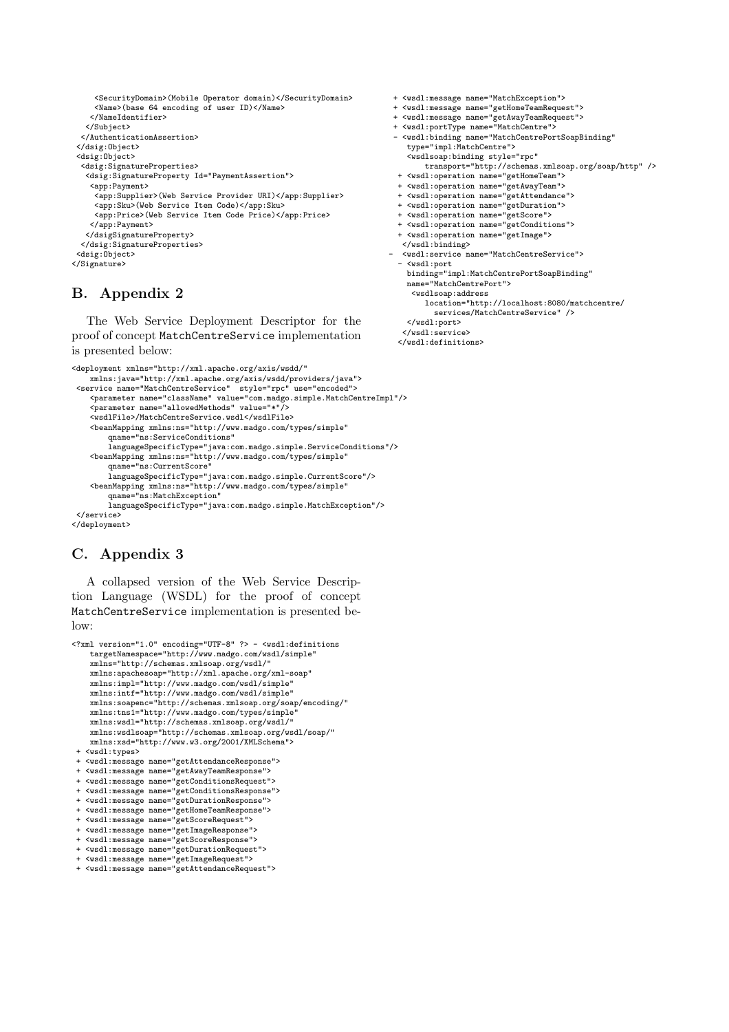```
      <SecurityDomain>(Mobile Operator domain)</SecurityDomain>
      <Name>(base 64 encoding of user ID)</Name>
     </NameIdentifier>
    </Subject>
   </AuthenticationAssertion>
 </dsig:Object>
 <dsig:Object>
  <dsig:SignatureProperties>
   <dsig:SignatureProperty Id="PaymentAssertion">
    <app:Payment>
     <app:Supplier>(Web Service Provider URI)</app:Supplier>
     <app:Sku>(Web Service Item Code)</app:Sku>
     <app:Price>(Web Service Item Code Price)</app:Price>
    </app:Payment>
   </dsigSignatureProperty>
  </dsig:SignatureProperties>
 <dsig:Object>
</Signature>
```

## B. Appendix 2

The Web Service Deployment Descriptor for the proof of concept `MatchCentreService` implementation is presented below:

```
<deployment xmlns="http://xml.apache.org/axis/wsdd/"
    xmlns:java="http://xml.apache.org/axis/wsdd/providers/java">
 <service name="MatchCentreService"  style="rpc" use="encoded">
    <parameter name="className" value="com.madgo.simple.MatchCentreImpl"/>
    <parameter name="allowedMethods" value="*"/>
    <wsdlFile>/MatchCentreService.wsdl</wsdlFile>
    <beanMapping xmlns:ns="http://www.madgo.com/types/simple"
        qname="ns:ServiceConditions"
        languageSpecificType="java:com.madgo.simple.ServiceConditions"/>
    <beanMapping xmlns:ns="http://www.madgo.com/types/simple"
        qname="ns:CurrentScore"
        languageSpecificType="java:com.madgo.simple.CurrentScore"/>
    <beanMapping xmlns:ns="http://www.madgo.com/types/simple"
        qname="ns:MatchException"
        languageSpecificType="java:com.madgo.simple.MatchException"/>
 </service>
</deployment>
```

## C. Appendix 3

A collapsed version of the Web Service Description Language (WSDL) for the proof of concept `MatchCentreService` implementation is presented below:

```
<?xml version="1.0" encoding="UTF-8" ?> - <wsdl:definitions
    targetNamespace="http://www.madgo.com/wsdl/simple"
    xmlns="http://schemas.xmlsoap.org/wsdl/"
    xmlns:apachesoap="http://xml.apache.org/xml-soap"
    xmlns:impl="http://www.madgo.com/wsdl/simple"
    xmlns:intf="http://www.madgo.com/wsdl/simple"
    xmlns:soapenc="http://schemas.xmlsoap.org/soap/encoding/"
    xmlns:tns1="http://www.madgo.com/types/simple"
    xmlns:wsdl="http://schemas.xmlsoap.org/wsdl/"
    xmlns:wsdlsoap="http://schemas.xmlsoap.org/wsdl/soap/"
    xmlns:xsd="http://www.w3.org/2001/XMLSchema">
 + <wsdl:types>
 + <wsdl:message name="getAttendanceResponse">
 + <wsdl:message name="getAwayTeamResponse">
 + <wsdl:message name="getConditionsRequest">
 + <wsdl:message name="getConditionsResponse">
 + <wsdl:message name="getDurationResponse">
 + <wsdl:message name="getHomeTeamResponse">
 + <wsdl:message name="getScoreRequest">
 + <wsdl:message name="getImageResponse">
 + <wsdl:message name="getScoreResponse">
 + <wsdl:message name="getDurationRequest">
 + <wsdl:message name="getImageRequest">
 + <wsdl:message name="getAttendanceRequest">
 + <wsdl:message name="MatchException">
 + <wsdl:message name="getHomeTeamRequest">
 + <wsdl:message name="getAwayTeamRequest">
 + <wsdl:portType name="MatchCentre">
 - <wsdl:binding name="MatchCentrePortSoapBinding"
    type="impl:MatchCentre">
    <wsdlsoap:binding style="rpc"
        transport="http://schemas.xmlsoap.org/soap/http" />
  + <wsdl:operation name="getHomeTeam">
  + <wsdl:operation name="getAwayTeam">
  + <wsdl:operation name="getAttendance">
  + <wsdl:operation name="getDuration">
  + <wsdl:operation name="getScore">
  + <wsdl:operation name="getConditions">
  + <wsdl:operation name="getImage">
   </wsdl:binding>
-  <wsdl:service name="MatchCentreService">
  - <wsdl:port
    binding="impl:MatchCentrePortSoapBinding"
    name="MatchCentrePort">
     <wsdlsoap:address
        location="http://localhost:8080/matchcentre/
          services/MatchCentreService" />
    </wsdl:port>
   </wsdl:service>
  </wsdl:definitions>
```